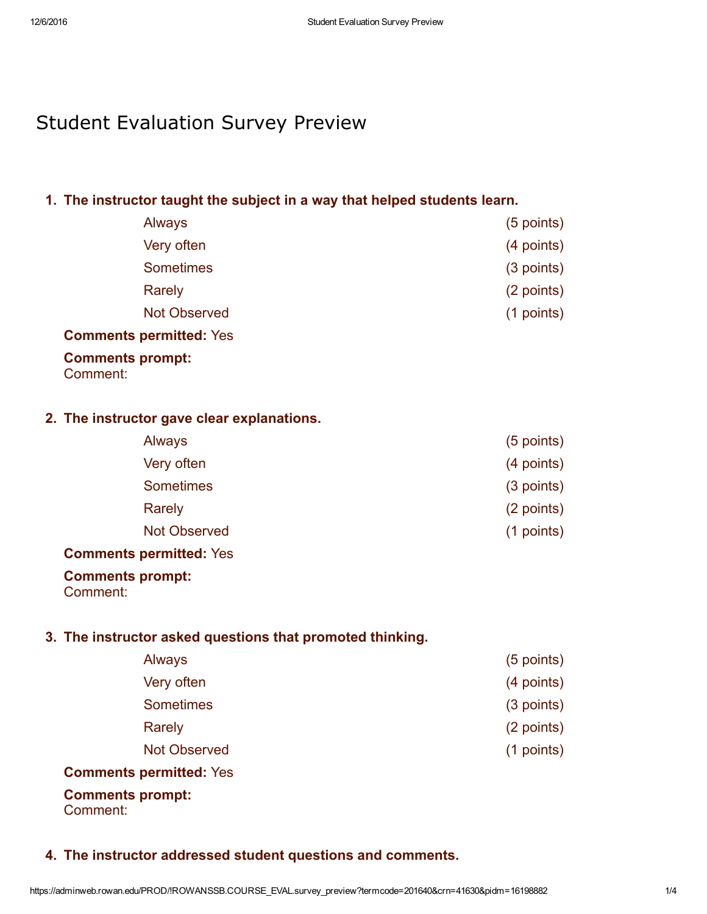# Student Evaluation Survey Preview

**1. The instructor taught the subject in a way that helped students learn.**

| | |
|---|---|
| Always | (5 points) |
| Very often | (4 points) |
| Sometimes | (3 points) |
| Rarely | (2 points) |
| Not Observed | (1 points) |

**Comments permitted:** Yes

**Comments prompt:**
Comment:

**2. The instructor gave clear explanations.**

| | |
|---|---|
| Always | (5 points) |
| Very often | (4 points) |
| Sometimes | (3 points) |
| Rarely | (2 points) |
| Not Observed | (1 points) |

**Comments permitted:** Yes

**Comments prompt:**
Comment:

**3. The instructor asked questions that promoted thinking.**

| | |
|---|---|
| Always | (5 points) |
| Very often | (4 points) |
| Sometimes | (3 points) |
| Rarely | (2 points) |
| Not Observed | (1 points) |

**Comments permitted:** Yes

**Comments prompt:**
Comment:

**4. The instructor addressed student questions and comments.**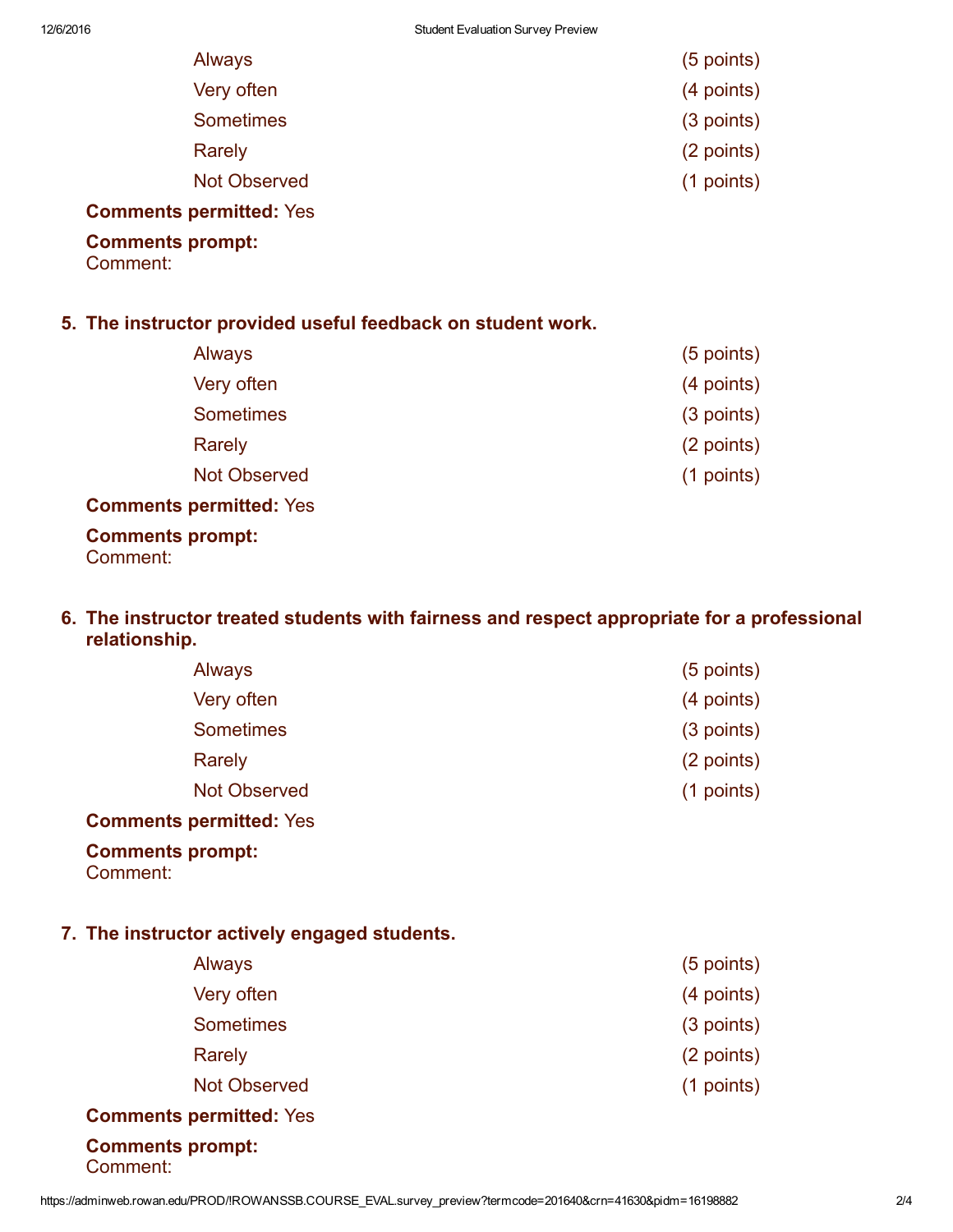| | |
|---|---|
| Always | (5 points) |
| Very often | (4 points) |
| Sometimes | (3 points) |
| Rarely | (2 points) |
| Not Observed | (1 points) |

**Comments permitted:** Yes

**Comments prompt:**
Comment:

5. **The instructor provided useful feedback on student work.**

| | |
|---|---|
| Always | (5 points) |
| Very often | (4 points) |
| Sometimes | (3 points) |
| Rarely | (2 points) |
| Not Observed | (1 points) |

**Comments permitted:** Yes

**Comments prompt:**
Comment:

6. **The instructor treated students with fairness and respect appropriate for a professional relationship.**

| | |
|---|---|
| Always | (5 points) |
| Very often | (4 points) |
| Sometimes | (3 points) |
| Rarely | (2 points) |
| Not Observed | (1 points) |

**Comments permitted:** Yes

**Comments prompt:**
Comment:

7. **The instructor actively engaged students.**

| | |
|---|---|
| Always | (5 points) |
| Very often | (4 points) |
| Sometimes | (3 points) |
| Rarely | (2 points) |
| Not Observed | (1 points) |

**Comments permitted:** Yes

**Comments prompt:**
Comment: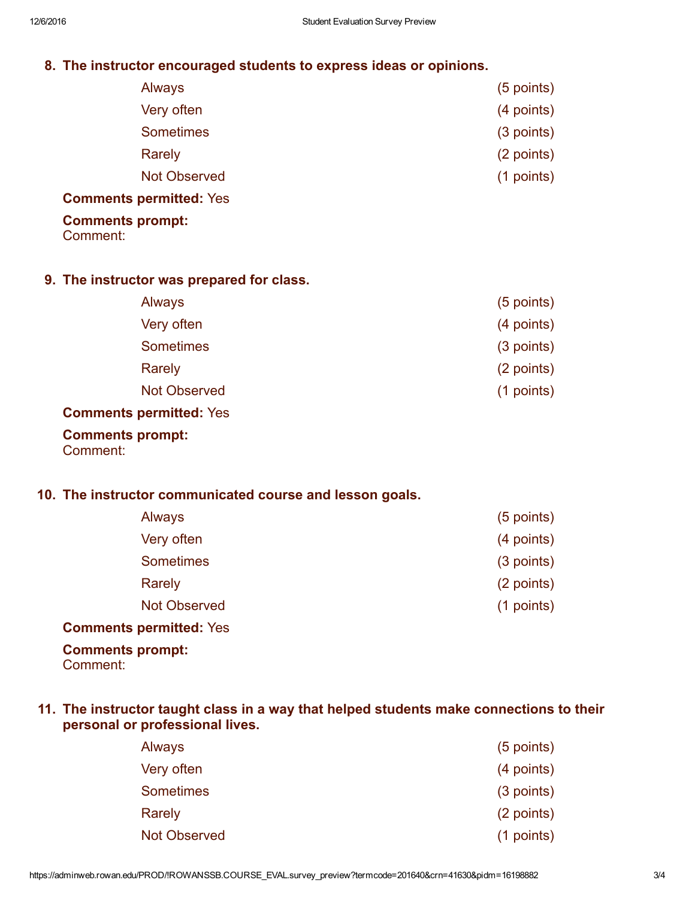**8. The instructor encouraged students to express ideas or opinions.**

| | |
|---|---|
| Always | (5 points) |
| Very often | (4 points) |
| Sometimes | (3 points) |
| Rarely | (2 points) |
| Not Observed | (1 points) |

**Comments permitted:** Yes

**Comments prompt:**
Comment:

**9. The instructor was prepared for class.**

| | |
|---|---|
| Always | (5 points) |
| Very often | (4 points) |
| Sometimes | (3 points) |
| Rarely | (2 points) |
| Not Observed | (1 points) |

**Comments permitted:** Yes

**Comments prompt:**
Comment:

**10. The instructor communicated course and lesson goals.**

| | |
|---|---|
| Always | (5 points) |
| Very often | (4 points) |
| Sometimes | (3 points) |
| Rarely | (2 points) |
| Not Observed | (1 points) |

**Comments permitted:** Yes

**Comments prompt:**
Comment:

**11. The instructor taught class in a way that helped students make connections to their personal or professional lives.**

| | |
|---|---|
| Always | (5 points) |
| Very often | (4 points) |
| Sometimes | (3 points) |
| Rarely | (2 points) |
| Not Observed | (1 points) |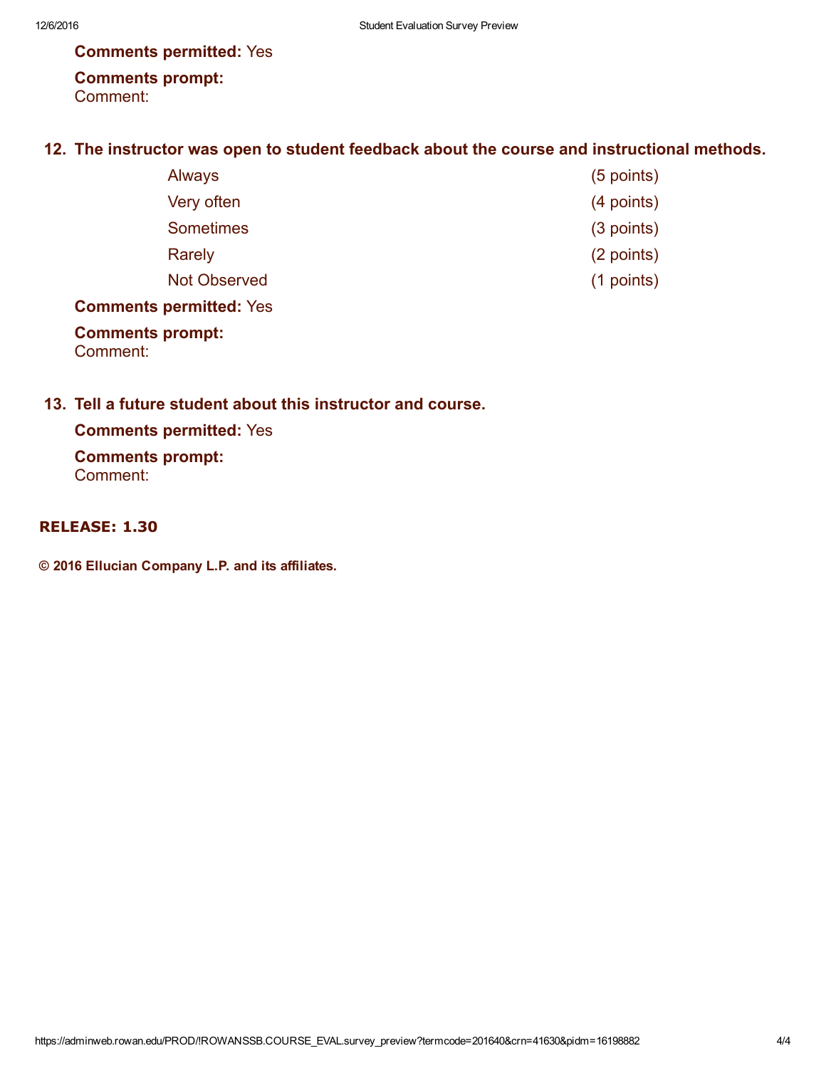**Comments permitted:** Yes

**Comments prompt:**
Comment:

**12. The instructor was open to student feedback about the course and instructional methods.**

| | |
|---|---|
| Always | (5 points) |
| Very often | (4 points) |
| Sometimes | (3 points) |
| Rarely | (2 points) |
| Not Observed | (1 points) |

**Comments permitted:** Yes

**Comments prompt:**
Comment:

**13. Tell a future student about this instructor and course.**

**Comments permitted:** Yes

**Comments prompt:**
Comment:

**RELEASE: 1.30**

**© 2016 Ellucian Company L.P. and its affiliates.**